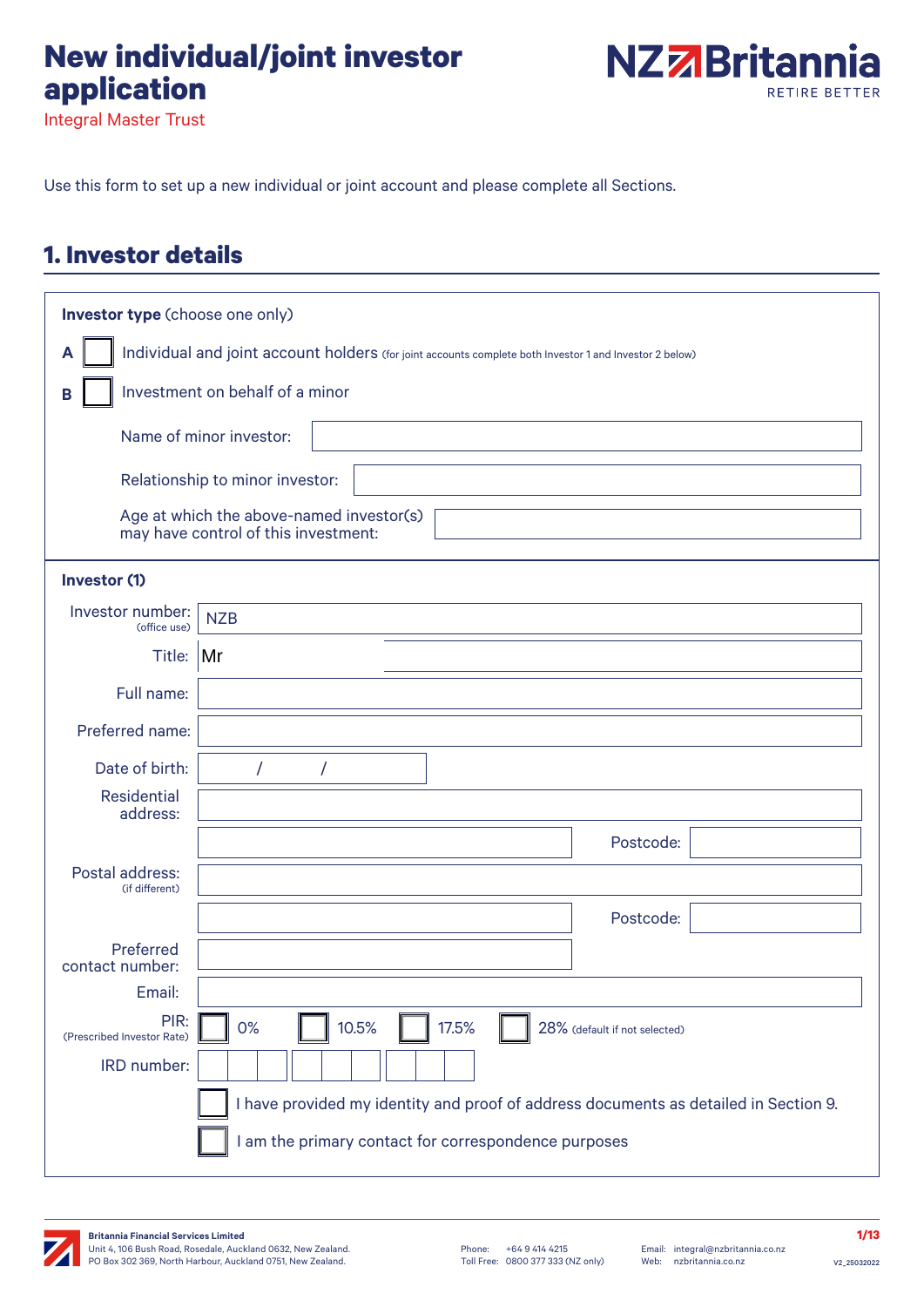# New individual/joint investor application

Integral Master Trust

NZ Britannia RETIRE BETTER

Use this form to set up a new individual or joint account and please complete all Sections.

## 1. Investor details

**Investor type** (choose one only)

**A** ☐ Individual and joint account holders (for joint accounts complete both Investor 1 and Investor 2 below)

**B** ☐ Investment on behalf of a minor

Name of minor investor:

Relationship to minor investor:

Age at which the above-named investor(s) may have control of this investment:

**Investor (1)**

Investor number: (office use) NZB

Title: Mr

Full name:

Preferred name:

Date of birth: / /

Residential address:

Postcode:

Postal address: (if different)

Postcode:

Preferred contact number:

Email:

PIR: (Prescribed Investor Rate) ☐ 0% ☐ 10.5% ☐ 17.5% ☐ 28% (default if not selected)

IRD number:

☐ I have provided my identity and proof of address documents as detailed in Section 9.

☐ I am the primary contact for correspondence purposes

**Britannia Financial Services Limited**
Unit 4, 106 Bush Road, Rosedale, Auckland 0632, New Zealand.
PO Box 302 369, North Harbour, Auckland 0751, New Zealand.

Phone: +64 9 414 4215
Toll Free: 0800 377 333 (NZ only)

Email: integral@nzbritannia.co.nz
Web: nzbritannia.co.nz

V2_25032022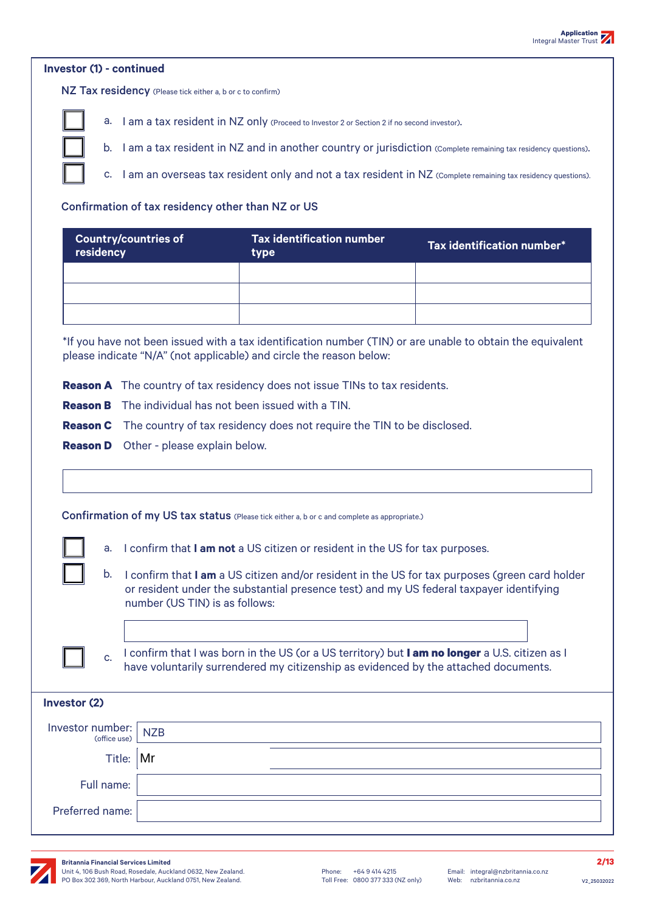### Investor (1) - continued

**NZ Tax residency** (Please tick either a, b or c to confirm)

- ☐ a. I am a tax resident in NZ only (Proceed to Investor 2 or Section 2 if no second investor).
- ☐ b. I am a tax resident in NZ and in another country or jurisdiction (Complete remaining tax residency questions).
- ☐ c. I am an overseas tax resident only and not a tax resident in NZ (Complete remaining tax residency questions).

**Confirmation of tax residency other than NZ or US**

| Country/countries of residency | Tax identification number type | Tax identification number* |
|---|---|---|
| | | |
| | | |
| | | |

*If you have not been issued with a tax identification number (TIN) or are unable to obtain the equivalent please indicate "N/A" (not applicable) and circle the reason below:

**Reason A** The country of tax residency does not issue TINs to tax residents.

**Reason B** The individual has not been issued with a TIN.

**Reason C** The country of tax residency does not require the TIN to be disclosed.

**Reason D** Other - please explain below.

______________________________

**Confirmation of my US tax status** (Please tick either a, b or c and complete as appropriate.)

- ☐ a. I confirm that **I am not** a US citizen or resident in the US for tax purposes.
- ☐ b. I confirm that **I am** a US citizen and/or resident in the US for tax purposes (green card holder or resident under the substantial presence test) and my US federal taxpayer identifying number (US TIN) is as follows:

  ______________________________

- ☐ c. I confirm that I was born in the US (or a US territory) but **I am no longer** a U.S. citizen as I have voluntarily surrendered my citizenship as evidenced by the attached documents.

### Investor (2)

Investor number: (office use) NZB

Title: Mr

Full name:

Preferred name: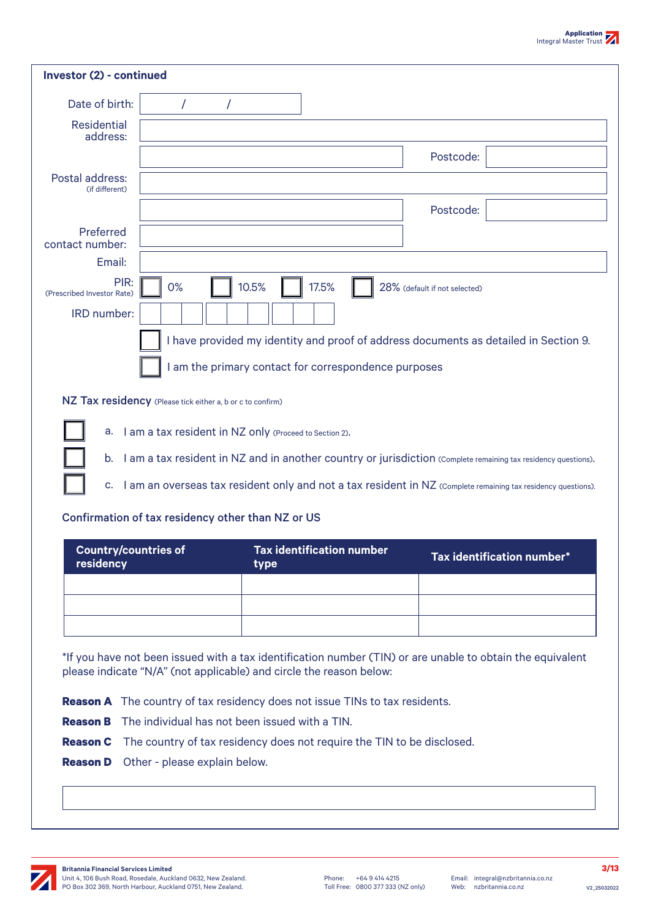## Investor (2) - continued

Date of birth: &nbsp;&nbsp;&nbsp;&nbsp; / &nbsp;&nbsp;&nbsp;&nbsp; /

Residential address:

Postcode:

Postal address: (if different)

Postcode:

Preferred contact number:

Email:

PIR: (Prescribed Investor Rate) ☐ 0% ☐ 10.5% ☐ 17.5% ☐ 28% (default if not selected)

IRD number:

☐ I have provided my identity and proof of address documents as detailed in Section 9.

☐ I am the primary contact for correspondence purposes

### NZ Tax residency (Please tick either a, b or c to confirm)

☐ a. I am a tax resident in NZ only (Proceed to Section 2).

☐ b. I am a tax resident in NZ and in another country or jurisdiction (Complete remaining tax residency questions).

☐ c. I am an overseas tax resident only and not a tax resident in NZ (Complete remaining tax residency questions).

### Confirmation of tax residency other than NZ or US

| Country/countries of residency | Tax identification number type | Tax identification number* |
|---|---|---|
| | | |
| | | |
| | | |

*If you have not been issued with a tax identification number (TIN) or are unable to obtain the equivalent please indicate "N/A" (not applicable) and circle the reason below:

**Reason A** The country of tax residency does not issue TINs to tax residents.

**Reason B** The individual has not been issued with a TIN.

**Reason C** The country of tax residency does not require the TIN to be disclosed.

**Reason D** Other - please explain below.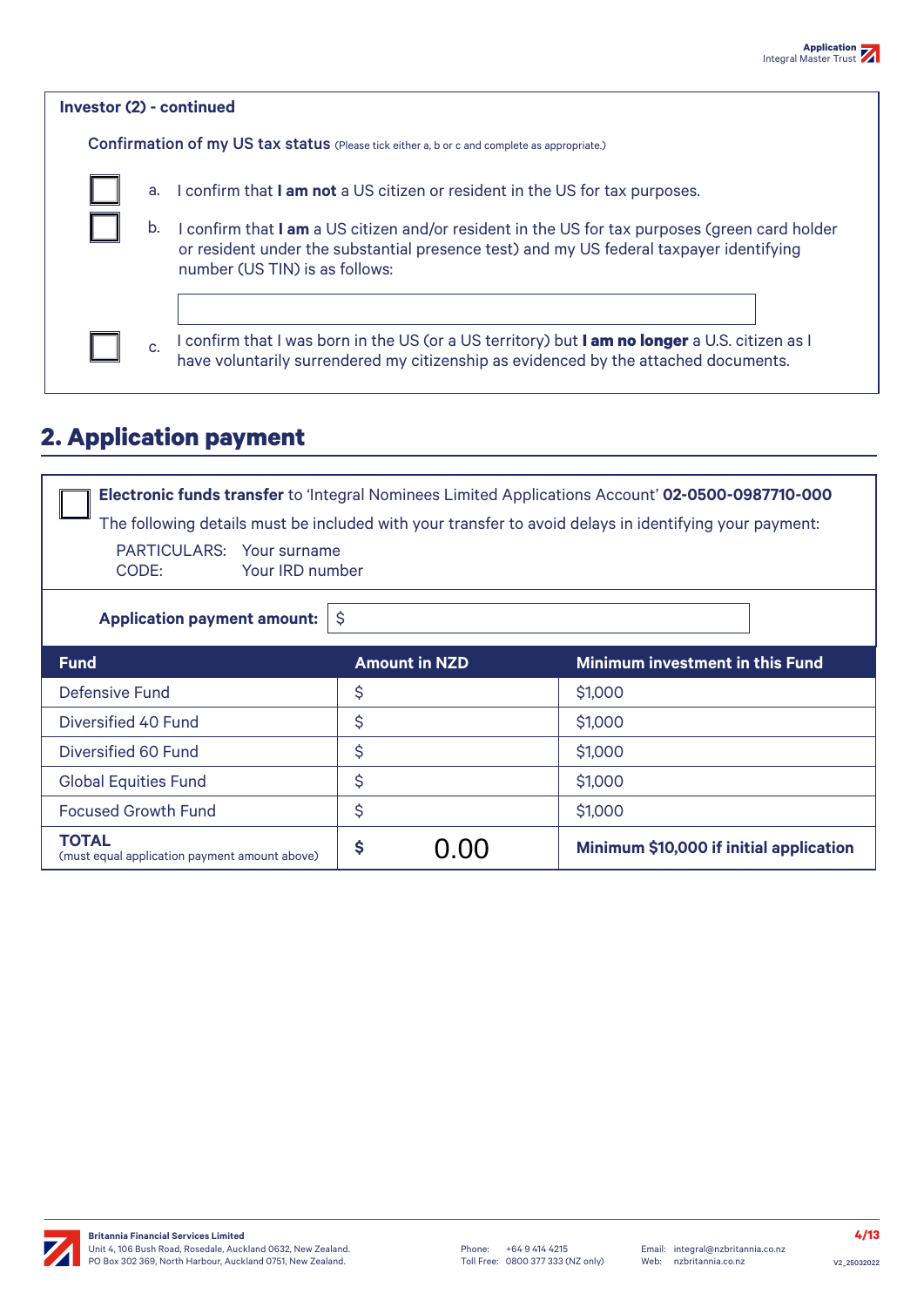**Investor (2) - continued**

**Confirmation of my US tax status** (Please tick either a, b or c and complete as appropriate.)

☐ a. I confirm that **I am not** a US citizen or resident in the US for tax purposes.

☐ b. I confirm that **I am** a US citizen and/or resident in the US for tax purposes (green card holder or resident under the substantial presence test) and my US federal taxpayer identifying number (US TIN) is as follows:

______________________________

☐ c. I confirm that I was born in the US (or a US territory) but **I am no longer** a U.S. citizen as I have voluntarily surrendered my citizenship as evidenced by the attached documents.

## 2. Application payment

☐ **Electronic funds transfer** to 'Integral Nominees Limited Applications Account' **02-0500-0987710-000**

The following details must be included with your transfer to avoid delays in identifying your payment:

PARTICULARS: Your surname
CODE: Your IRD number

**Application payment amount:** $ ______________________________

| Fund | Amount in NZD | Minimum investment in this Fund |
|---|---|---|
| Defensive Fund | $ | $1,000 |
| Diversified 40 Fund | $ | $1,000 |
| Diversified 60 Fund | $ | $1,000 |
| Global Equities Fund | $ | $1,000 |
| Focused Growth Fund | $ | $1,000 |
| **TOTAL** (must equal application payment amount above) | **$** 0.00 | **Minimum $10,000 if initial application** |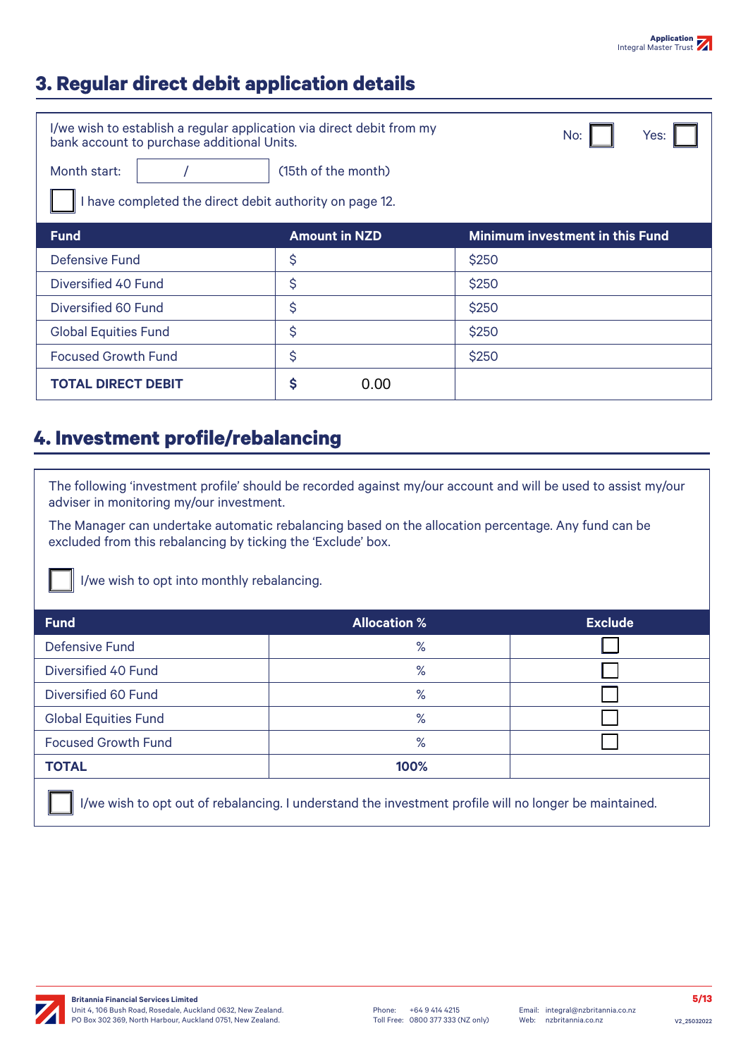## 3. Regular direct debit application details

I/we wish to establish a regular application via direct debit from my bank account to purchase additional Units. No: ☐ Yes: ☐

Month start: / (15th of the month)

☐ I have completed the direct debit authority on page 12.

| Fund | Amount in NZD | Minimum investment in this Fund |
|---|---|---|
| Defensive Fund | $ | $250 |
| Diversified 40 Fund | $ | $250 |
| Diversified 60 Fund | $ | $250 |
| Global Equities Fund | $ | $250 |
| Focused Growth Fund | $ | $250 |
| **TOTAL DIRECT DEBIT** | **$** 0.00 | |

## 4. Investment profile/rebalancing

The following 'investment profile' should be recorded against my/our account and will be used to assist my/our adviser in monitoring my/our investment.

The Manager can undertake automatic rebalancing based on the allocation percentage. Any fund can be excluded from this rebalancing by ticking the 'Exclude' box.

☐ I/we wish to opt into monthly rebalancing.

| Fund | Allocation % | Exclude |
|---|---|---|
| Defensive Fund | % | ☐ |
| Diversified 40 Fund | % | ☐ |
| Diversified 60 Fund | % | ☐ |
| Global Equities Fund | % | ☐ |
| Focused Growth Fund | % | ☐ |
| **TOTAL** | **100%** | |

☐ I/we wish to opt out of rebalancing. I understand the investment profile will no longer be maintained.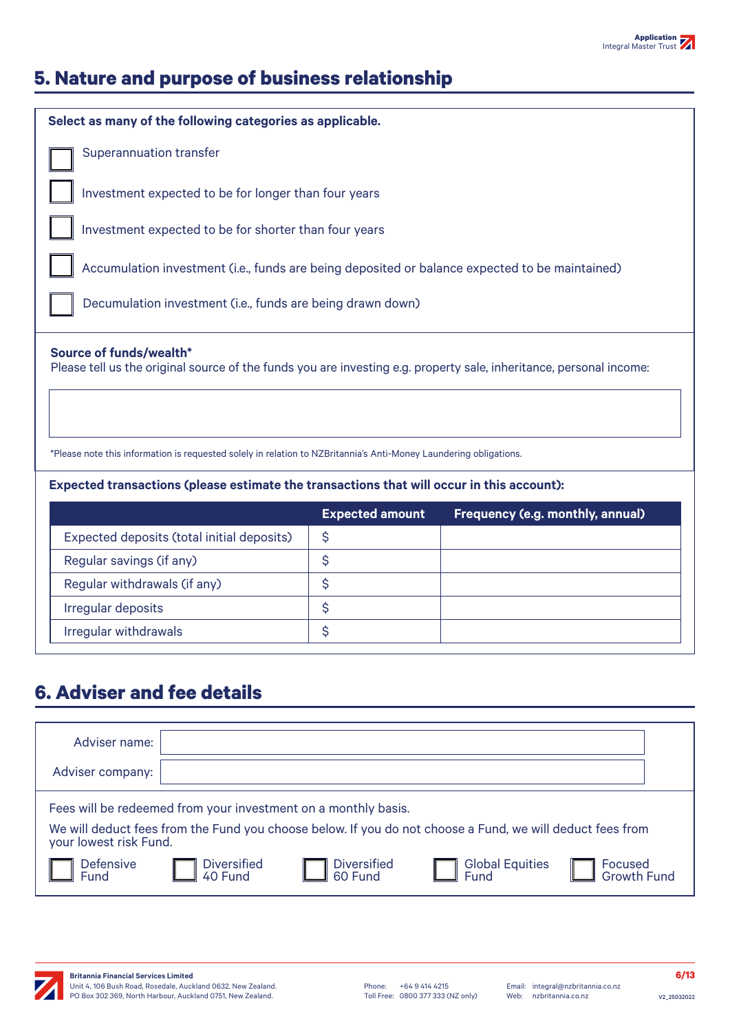## 5. Nature and purpose of business relationship

**Select as many of the following categories as applicable.**

- ☐ Superannuation transfer
- ☐ Investment expected to be for longer than four years
- ☐ Investment expected to be for shorter than four years
- ☐ Accumulation investment (i.e., funds are being deposited or balance expected to be maintained)
- ☐ Decumulation investment (i.e., funds are being drawn down)

**Source of funds/wealth***
Please tell us the original source of the funds you are investing e.g. property sale, inheritance, personal income:

*Please note this information is requested solely in relation to NZBritannia's Anti-Money Laundering obligations.

**Expected transactions (please estimate the transactions that will occur in this account):**

| | Expected amount | Frequency (e.g. monthly, annual) |
|---|---|---|
| Expected deposits (total initial deposits) | $ | |
| Regular savings (if any) | $ | |
| Regular withdrawals (if any) | $ | |
| Irregular deposits | $ | |
| Irregular withdrawals | $ | |

## 6. Adviser and fee details

Adviser name:

Adviser company:

Fees will be redeemed from your investment on a monthly basis.

We will deduct fees from the Fund you choose below. If you do not choose a Fund, we will deduct fees from your lowest risk Fund.

☐ Defensive Fund ☐ Diversified 40 Fund ☐ Diversified 60 Fund ☐ Global Equities Fund ☐ Focused Growth Fund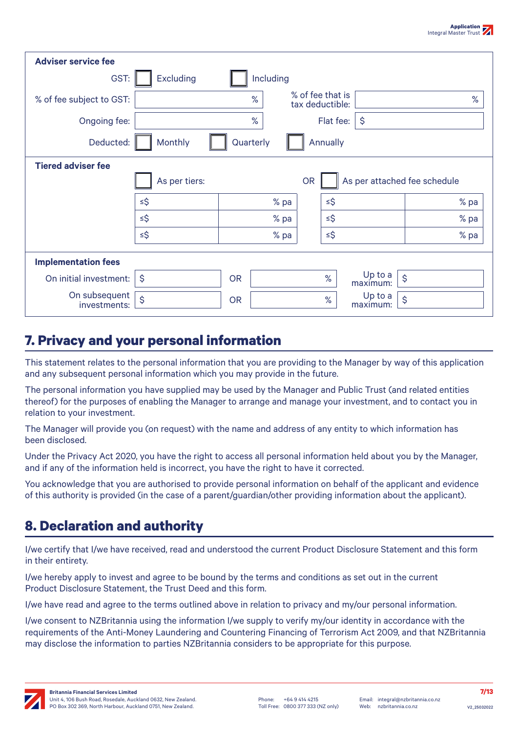**Adviser service fee**

| | | | |
|---|---|---|---|
| GST: | ☐ Excluding | ☐ Including | |
| % of fee subject to GST: | % | % of fee that is tax deductible: | % |
| Ongoing fee: | % | Flat fee: | $ |
| Deducted: | ☐ Monthly | ☐ Quarterly | ☐ Annually |

**Tiered adviser fee**

☐ As per tiers: OR ☐ As per attached fee schedule

| | | | |
|---|---|---|---|
| ≤$ | % pa | ≤$ | % pa |
| ≤$ | % pa | ≤$ | % pa |
| ≤$ | % pa | ≤$ | % pa |

**Implementation fees**

| | | | | | |
|---|---|---|---|---|---|
| On initial investment: | $ | OR | % | Up to a maximum: | $ |
| On subsequent investments: | $ | OR | % | Up to a maximum: | $ |

## 7. Privacy and your personal information

This statement relates to the personal information that you are providing to the Manager by way of this application and any subsequent personal information which you may provide in the future.

The personal information you have supplied may be used by the Manager and Public Trust (and related entities thereof) for the purposes of enabling the Manager to arrange and manage your investment, and to contact you in relation to your investment.

The Manager will provide you (on request) with the name and address of any entity to which information has been disclosed.

Under the Privacy Act 2020, you have the right to access all personal information held about you by the Manager, and if any of the information held is incorrect, you have the right to have it corrected.

You acknowledge that you are authorised to provide personal information on behalf of the applicant and evidence of this authority is provided (in the case of a parent/guardian/other providing information about the applicant).

## 8. Declaration and authority

I/we certify that I/we have received, read and understood the current Product Disclosure Statement and this form in their entirety.

I/we hereby apply to invest and agree to be bound by the terms and conditions as set out in the current Product Disclosure Statement, the Trust Deed and this form.

I/we have read and agree to the terms outlined above in relation to privacy and my/our personal information.

I/we consent to NZBritannia using the information I/we supply to verify my/our identity in accordance with the requirements of the Anti-Money Laundering and Countering Financing of Terrorism Act 2009, and that NZBritannia may disclose the information to parties NZBritannia considers to be appropriate for this purpose.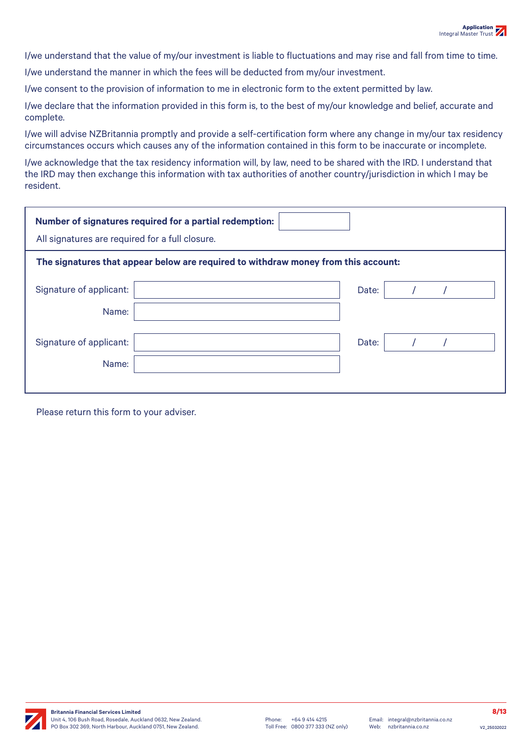I/we understand that the value of my/our investment is liable to fluctuations and may rise and fall from time to time.

I/we understand the manner in which the fees will be deducted from my/our investment.

I/we consent to the provision of information to me in electronic form to the extent permitted by law.

I/we declare that the information provided in this form is, to the best of my/our knowledge and belief, accurate and complete.

I/we will advise NZBritannia promptly and provide a self-certification form where any change in my/our tax residency circumstances occurs which causes any of the information contained in this form to be inaccurate or incomplete.

I/we acknowledge that the tax residency information will, by law, need to be shared with the IRD. I understand that the IRD may then exchange this information with tax authorities of another country/jurisdiction in which I may be resident.

**Number of signatures required for a partial redemption:** ____________

All signatures are required for a full closure.

**The signatures that appear below are required to withdraw money from this account:**

| | | | |
|---|---|---|---|
| Signature of applicant: | | Date: | / / |
| Name: | | | |
| Signature of applicant: | | Date: | / / |
| Name: | | | |

Please return this form to your adviser.

**Britannia Financial Services Limited**
Unit 4, 106 Bush Road, Rosedale, Auckland 0632, New Zealand.
PO Box 302 369, North Harbour, Auckland 0751, New Zealand.

Phone: +64 9 414 4215
Toll Free: 0800 377 333 (NZ only)

Email: integral@nzbritannia.co.nz
Web: nzbritannia.co.nz

V2_25032022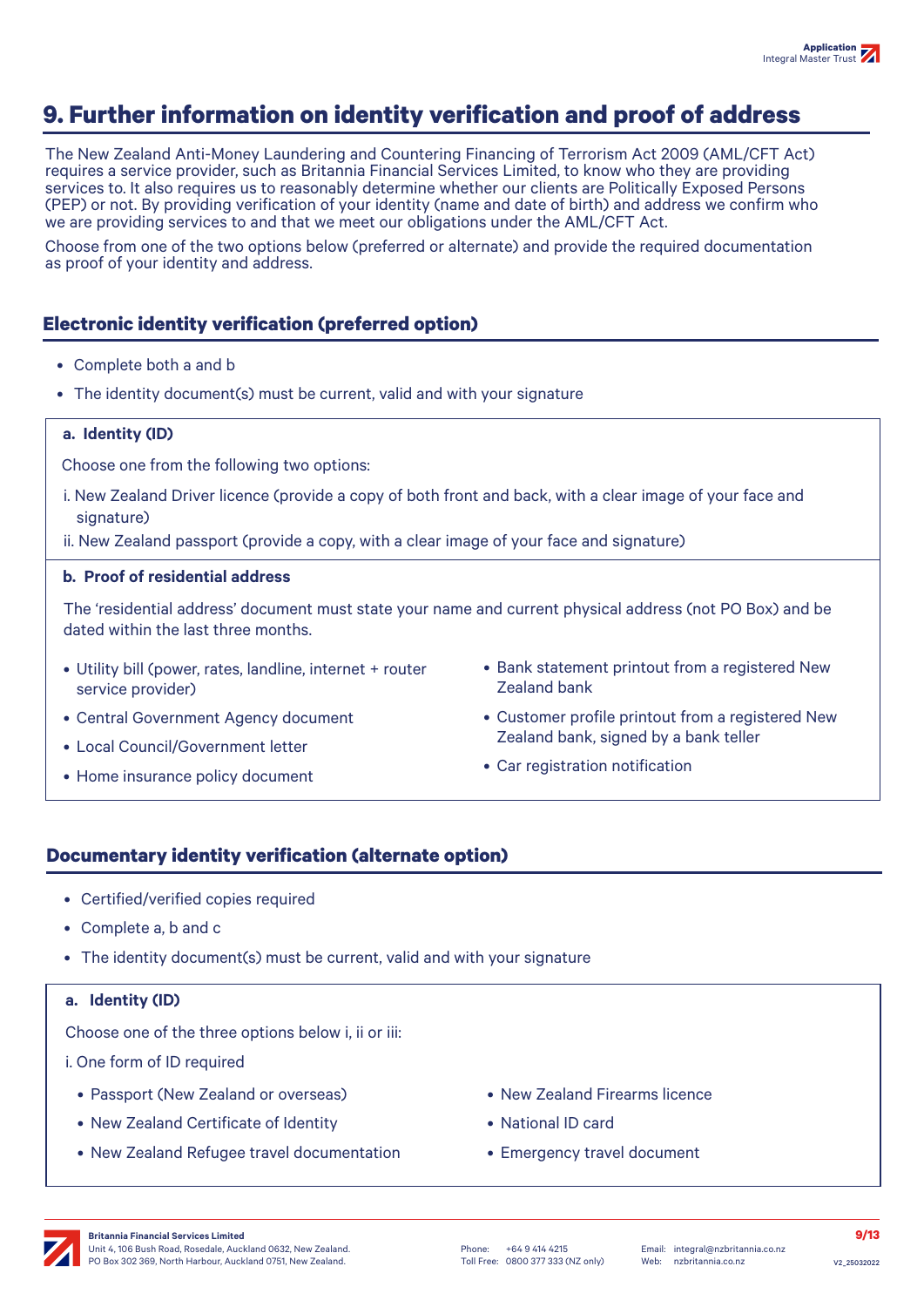# 9. Further information on identity verification and proof of address

The New Zealand Anti-Money Laundering and Countering Financing of Terrorism Act 2009 (AML/CFT Act) requires a service provider, such as Britannia Financial Services Limited, to know who they are providing services to. It also requires us to reasonably determine whether our clients are Politically Exposed Persons (PEP) or not. By providing verification of your identity (name and date of birth) and address we confirm who we are providing services to and that we meet our obligations under the AML/CFT Act.

Choose from one of the two options below (preferred or alternate) and provide the required documentation as proof of your identity and address.

## Electronic identity verification (preferred option)

- Complete both a and b
- The identity document(s) must be current, valid and with your signature

**a. Identity (ID)**

Choose one from the following two options:

i. New Zealand Driver licence (provide a copy of both front and back, with a clear image of your face and signature)

ii. New Zealand passport (provide a copy, with a clear image of your face and signature)

**b. Proof of residential address**

The 'residential address' document must state your name and current physical address (not PO Box) and be dated within the last three months.

- Utility bill (power, rates, landline, internet + router service provider)
- Central Government Agency document
- Local Council/Government letter
- Home insurance policy document
- Bank statement printout from a registered New Zealand bank
- Customer profile printout from a registered New Zealand bank, signed by a bank teller
- Car registration notification

## Documentary identity verification (alternate option)

- Certified/verified copies required
- Complete a, b and c
- The identity document(s) must be current, valid and with your signature

**a. Identity (ID)**

Choose one of the three options below i, ii or iii:

i. One form of ID required

- Passport (New Zealand or overseas)
- New Zealand Certificate of Identity
- New Zealand Refugee travel documentation
- New Zealand Firearms licence
- National ID card
- Emergency travel document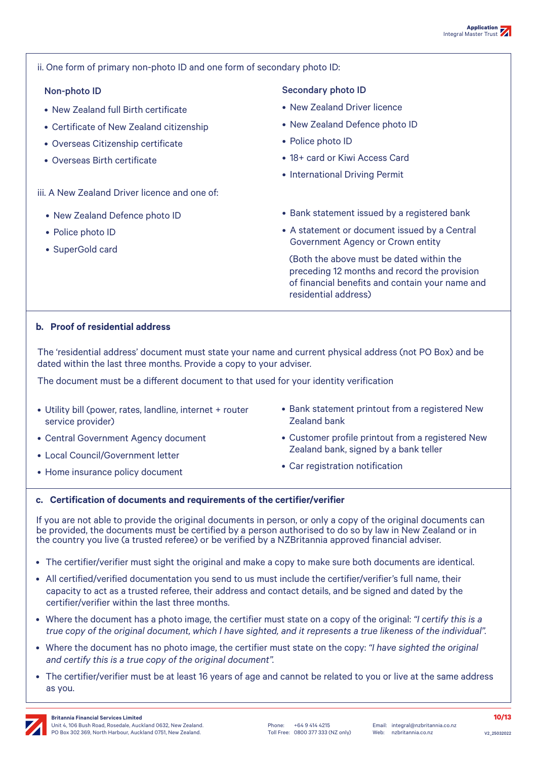ii. One form of primary non-photo ID and one form of secondary photo ID:

**Non-photo ID**

- New Zealand full Birth certificate
- Certificate of New Zealand citizenship
- Overseas Citizenship certificate
- Overseas Birth certificate

**Secondary photo ID**

- New Zealand Driver licence
- New Zealand Defence photo ID
- Police photo ID
- 18+ card or Kiwi Access Card
- International Driving Permit

iii. A New Zealand Driver licence and one of:

- New Zealand Defence photo ID
- Police photo ID
- SuperGold card
- Bank statement issued by a registered bank
- A statement or document issued by a Central Government Agency or Crown entity

(Both the above must be dated within the preceding 12 months and record the provision of financial benefits and contain your name and residential address)

### b. Proof of residential address

The 'residential address' document must state your name and current physical address (not PO Box) and be dated within the last three months. Provide a copy to your adviser.

The document must be a different document to that used for your identity verification

- Utility bill (power, rates, landline, internet + router service provider)
- Central Government Agency document
- Local Council/Government letter
- Home insurance policy document
- Bank statement printout from a registered New Zealand bank
- Customer profile printout from a registered New Zealand bank, signed by a bank teller
- Car registration notification

### c. Certification of documents and requirements of the certifier/verifier

If you are not able to provide the original documents in person, or only a copy of the original documents can be provided, the documents must be certified by a person authorised to do so by law in New Zealand or in the country you live (a trusted referee) or be verified by a NZBritannia approved financial adviser.

- The certifier/verifier must sight the original and make a copy to make sure both documents are identical.
- All certified/verified documentation you send to us must include the certifier/verifier's full name, their capacity to act as a trusted referee, their address and contact details, and be signed and dated by the certifier/verifier within the last three months.
- Where the document has a photo image, the certifier must state on a copy of the original: *"I certify this is a true copy of the original document, which I have sighted, and it represents a true likeness of the individual".*
- Where the document has no photo image, the certifier must state on the copy: *"I have sighted the original and certify this is a true copy of the original document".*
- The certifier/verifier must be at least 16 years of age and cannot be related to you or live at the same address as you.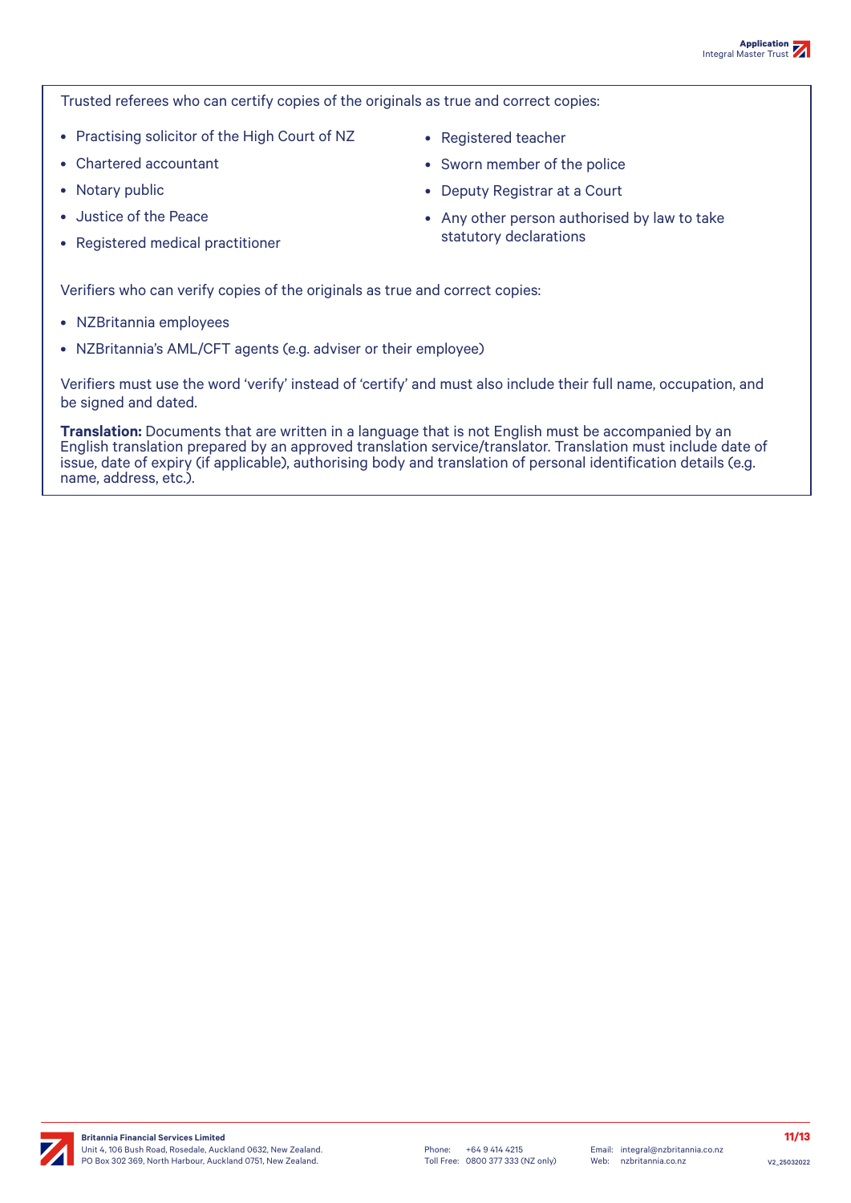Trusted referees who can certify copies of the originals as true and correct copies:

- Practising solicitor of the High Court of NZ
- Chartered accountant
- Notary public
- Justice of the Peace
- Registered medical practitioner
- Registered teacher
- Sworn member of the police
- Deputy Registrar at a Court
- Any other person authorised by law to take statutory declarations

Verifiers who can verify copies of the originals as true and correct copies:

- NZBritannia employees
- NZBritannia's AML/CFT agents (e.g. adviser or their employee)

Verifiers must use the word 'verify' instead of 'certify' and must also include their full name, occupation, and be signed and dated.

**Translation:** Documents that are written in a language that is not English must be accompanied by an English translation prepared by an approved translation service/translator. Translation must include date of issue, date of expiry (if applicable), authorising body and translation of personal identification details (e.g. name, address, etc.).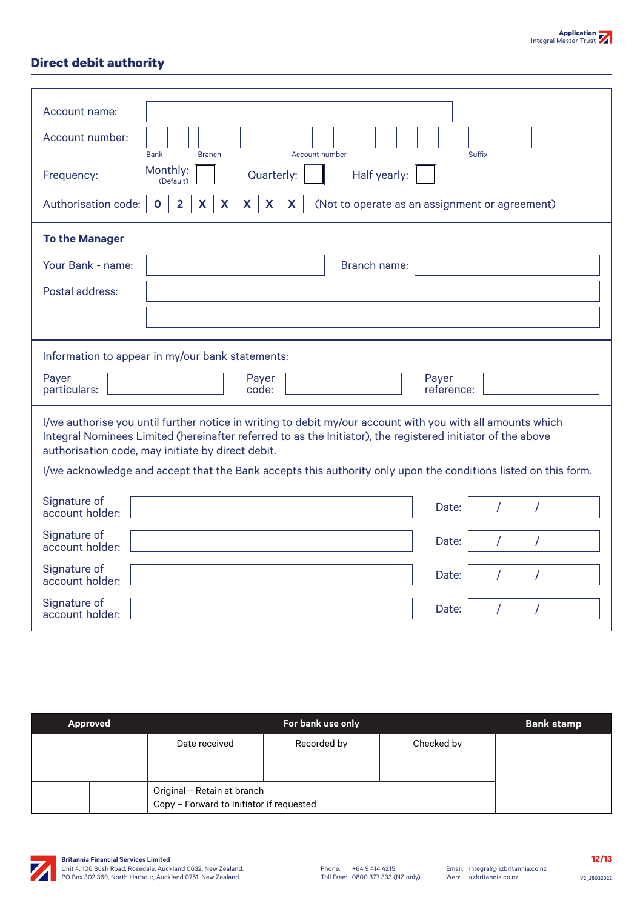## Direct debit authority

Account name:

Account number: Bank | Branch | Account number | Suffix

Frequency: Monthly: (Default) ☐ Quarterly: ☐ Half yearly: ☐

Authorisation code: 0 | 2 | X | X | X | X | X (Not to operate as an assignment or agreement)

**To the Manager**

Your Bank - name: Branch name:

Postal address:

Information to appear in my/our bank statements:

Payer particulars: Payer code: Payer reference:

I/we authorise you until further notice in writing to debit my/our account with you with all amounts which Integral Nominees Limited (hereinafter referred to as the Initiator), the registered initiator of the above authorisation code, may initiate by direct debit.

I/we acknowledge and accept that the Bank accepts this authority only upon the conditions listed on this form.

Signature of account holder: Date: / /

Signature of account holder: Date: / /

Signature of account holder: Date: / /

Signature of account holder: Date: / /

| Approved | | For bank use only | | | Bank stamp |
|---|---|---|---|---|---|
| | | Date received | Recorded by | Checked by | |
| | | Original – Retain at branch<br>Copy – Forward to Initiator if requested | | | |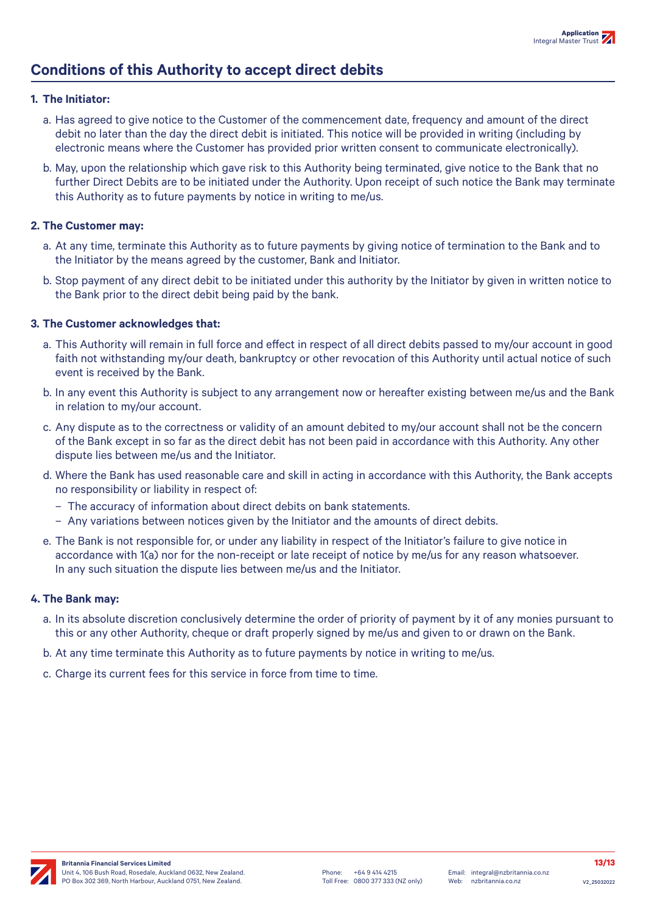## Conditions of this Authority to accept direct debits

**1. The Initiator:**

a. Has agreed to give notice to the Customer of the commencement date, frequency and amount of the direct debit no later than the day the direct debit is initiated. This notice will be provided in writing (including by electronic means where the Customer has provided prior written consent to communicate electronically).

b. May, upon the relationship which gave risk to this Authority being terminated, give notice to the Bank that no further Direct Debits are to be initiated under the Authority. Upon receipt of such notice the Bank may terminate this Authority as to future payments by notice in writing to me/us.

**2. The Customer may:**

a. At any time, terminate this Authority as to future payments by giving notice of termination to the Bank and to the Initiator by the means agreed by the customer, Bank and Initiator.

b. Stop payment of any direct debit to be initiated under this authority by the Initiator by given in written notice to the Bank prior to the direct debit being paid by the bank.

**3. The Customer acknowledges that:**

a. This Authority will remain in full force and effect in respect of all direct debits passed to my/our account in good faith not withstanding my/our death, bankruptcy or other revocation of this Authority until actual notice of such event is received by the Bank.

b. In any event this Authority is subject to any arrangement now or hereafter existing between me/us and the Bank in relation to my/our account.

c. Any dispute as to the correctness or validity of an amount debited to my/our account shall not be the concern of the Bank except in so far as the direct debit has not been paid in accordance with this Authority. Any other dispute lies between me/us and the Initiator.

d. Where the Bank has used reasonable care and skill in acting in accordance with this Authority, the Bank accepts no responsibility or liability in respect of:
   - The accuracy of information about direct debits on bank statements.
   - Any variations between notices given by the Initiator and the amounts of direct debits.

e. The Bank is not responsible for, or under any liability in respect of the Initiator's failure to give notice in accordance with 1(a) nor for the non-receipt or late receipt of notice by me/us for any reason whatsoever. In any such situation the dispute lies between me/us and the Initiator.

**4. The Bank may:**

a. In its absolute discretion conclusively determine the order of priority of payment by it of any monies pursuant to this or any other Authority, cheque or draft properly signed by me/us and given to or drawn on the Bank.

b. At any time terminate this Authority as to future payments by notice in writing to me/us.

c. Charge its current fees for this service in force from time to time.